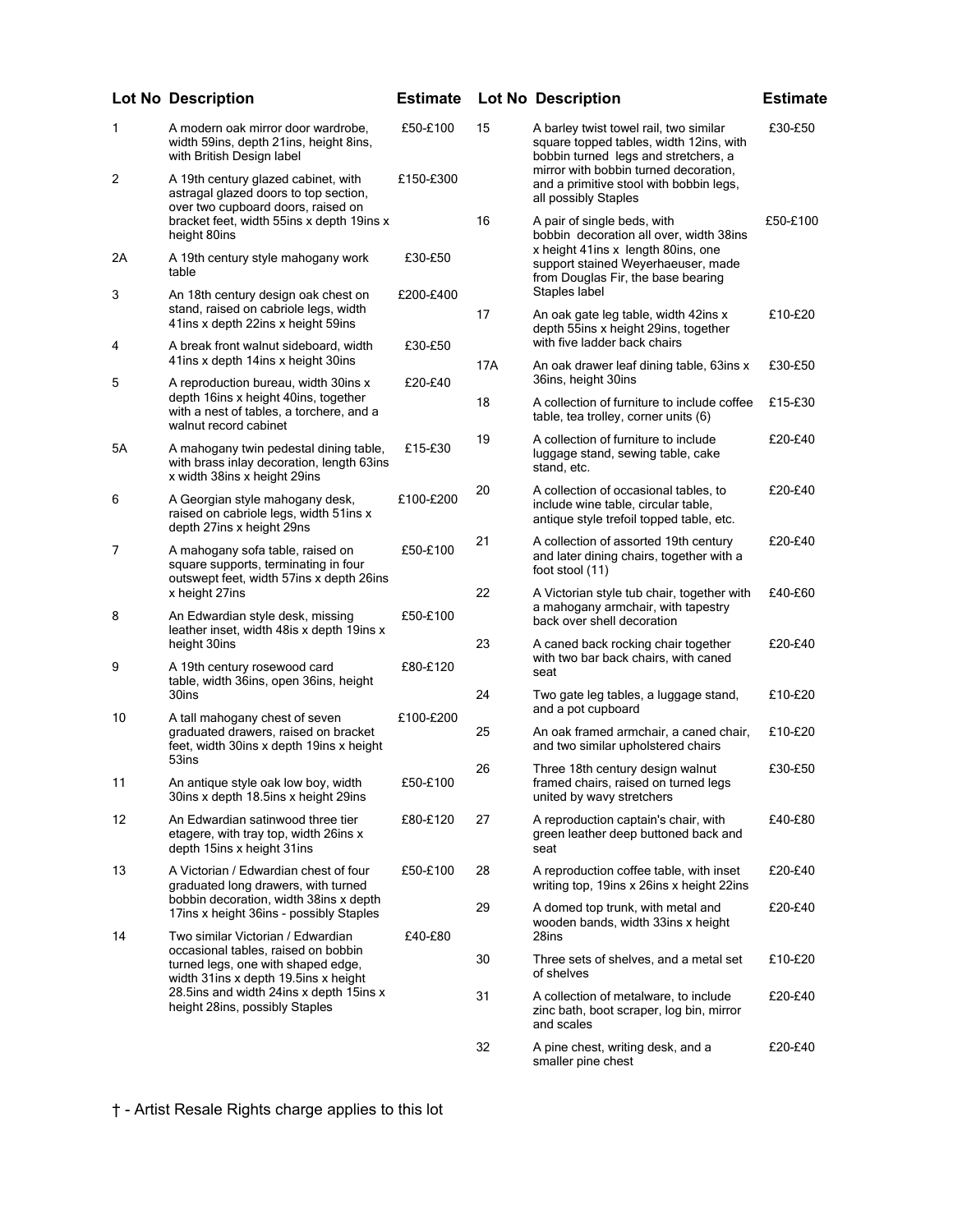| Lot No | Description | Estimate |
|---|---|---|
| 1 | A modern oak mirror door wardrobe, width 59ins, depth 21ins, height 8ins, with British Design label | £50-£100 |
| 2 | A 19th century glazed cabinet, with astragal glazed doors to top section, over two cupboard doors, raised on bracket feet, width 55ins x depth 19ins x height 80ins | £150-£300 |
| 2A | A 19th century style mahogany work table | £30-£50 |
| 3 | An 18th century design oak chest on stand, raised on cabriole legs, width 41ins x depth 22ins x height 59ins | £200-£400 |
| 4 | A break front walnut sideboard, width 41ins x depth 14ins x height 30ins | £30-£50 |
| 5 | A reproduction bureau, width 30ins x depth 16ins x height 40ins, together with a nest of tables, a torchere, and a walnut record cabinet | £20-£40 |
| 5A | A mahogany twin pedestal dining table, with brass inlay decoration, length 63ins x width 38ins x height 29ins | £15-£30 |
| 6 | A Georgian style mahogany desk, raised on cabriole legs, width 51ins x depth 27ins x height 29ns | £100-£200 |
| 7 | A mahogany sofa table, raised on square supports, terminating in four outswept feet, width 57ins x depth 26ins x height 27ins | £50-£100 |
| 8 | An Edwardian style desk, missing leather inset, width 48ins x depth 19ins x height 30ins | £50-£100 |
| 9 | A 19th century rosewood card table, width 36ins, open 36ins, height 30ins | £80-£120 |
| 10 | A tall mahogany chest of seven graduated drawers, raised on bracket feet, width 30ins x depth 19ins x height 53ins | £100-£200 |
| 11 | An antique style oak low boy, width 30ins x depth 18.5ins x height 29ins | £50-£100 |
| 12 | An Edwardian satinwood three tier etagere, with tray top, width 26ins x depth 15ins x height 31ins | £80-£120 |
| 13 | A Victorian / Edwardian chest of four graduated long drawers, with turned bobbin decoration, width 38ins x depth 17ins x height 36ins - possibly Staples | £50-£100 |
| 14 | Two similar Victorian / Edwardian occasional tables, raised on bobbin turned legs, one with shaped edge, width 31ins x depth 19.5ins x height 28.5ins and width 24ins x depth 15ins x height 28ins, possibly Staples | £40-£80 |
| 15 | A barley twist towel rail, two similar square topped tables, width 12ins, with bobbin turned legs and stretchers, a mirror with bobbin turned decoration, and a primitive stool with bobbin legs, all possibly Staples | £30-£50 |
| 16 | A pair of single beds, with bobbin decoration all over, width 38ins x height 41ins x length 80ins, one support stained Weyerhaeuser, made from Douglas Fir, the base bearing Staples label | £50-£100 |
| 17 | An oak gate leg table, width 42ins x depth 55ins x height 29ins, together with five ladder back chairs | £10-£20 |
| 17A | An oak drawer leaf dining table, 63ins x 36ins, height 30ins | £30-£50 |
| 18 | A collection of furniture to include coffee table, tea trolley, corner units (6) | £15-£30 |
| 19 | A collection of furniture to include luggage stand, sewing table, cake stand, etc. | £20-£40 |
| 20 | A collection of occasional tables, to include wine table, circular table, antique style trefoil topped table, etc. | £20-£40 |
| 21 | A collection of assorted 19th century and later dining chairs, together with a foot stool (11) | £20-£40 |
| 22 | A Victorian style tub chair, together with a mahogany armchair, with tapestry back over shell decoration | £40-£60 |
| 23 | A caned back rocking chair together with two bar back chairs, with caned seat | £20-£40 |
| 24 | Two gate leg tables, a luggage stand, and a pot cupboard | £10-£20 |
| 25 | An oak framed armchair, a caned chair, and two similar upholstered chairs | £10-£20 |
| 26 | Three 18th century design walnut framed chairs, raised on turned legs united by wavy stretchers | £30-£50 |
| 27 | A reproduction captain's chair, with green leather deep buttoned back and seat | £40-£80 |
| 28 | A reproduction coffee table, with inset writing top, 19ins x 26ins x height 22ins | £20-£40 |
| 29 | A domed top trunk, with metal and wooden bands, width 33ins x height 28ins | £20-£40 |
| 30 | Three sets of shelves, and a metal set of shelves | £10-£20 |
| 31 | A collection of metalware, to include zinc bath, boot scraper, log bin, mirror and scales | £20-£40 |
| 32 | A pine chest, writing desk, and a smaller pine chest | £20-£40 |

† - Artist Resale Rights charge applies to this lot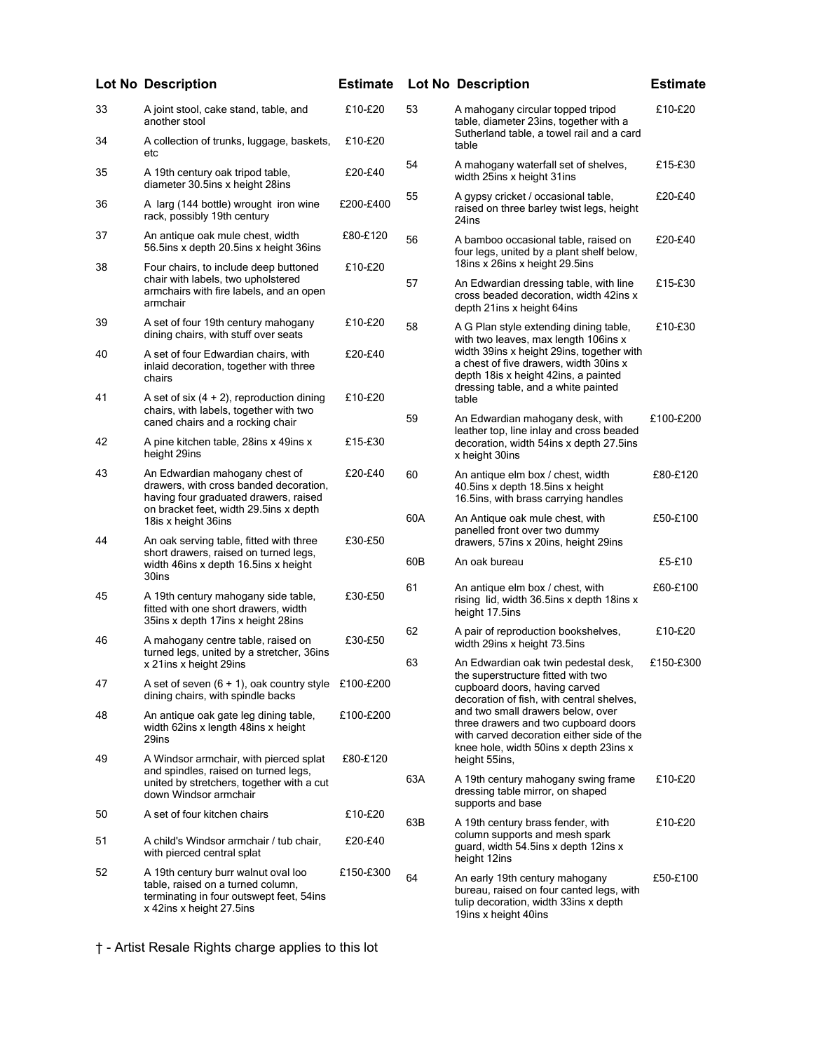| Lot No | Description | Estimate |
|---|---|---|
| 33 | A joint stool, cake stand, table, and another stool | £10-£20 |
| 34 | A collection of trunks, luggage, baskets, etc | £10-£20 |
| 35 | A 19th century oak tripod table, diameter 30.5ins x height 28ins | £20-£40 |
| 36 | A larg (144 bottle) wrought iron wine rack, possibly 19th century | £200-£400 |
| 37 | An antique oak mule chest, width 56.5ins x depth 20.5ins x height 36ins | £80-£120 |
| 38 | Four chairs, to include deep buttoned chair with labels, two upholstered armchairs with fire labels, and an open armchair | £10-£20 |
| 39 | A set of four 19th century mahogany dining chairs, with stuff over seats | £10-£20 |
| 40 | A set of four Edwardian chairs, with inlaid decoration, together with three chairs | £20-£40 |
| 41 | A set of six (4 + 2), reproduction dining chairs, with labels, together with two caned chairs and a rocking chair | £10-£20 |
| 42 | A pine kitchen table, 28ins x 49ins x height 29ins | £15-£30 |
| 43 | An Edwardian mahogany chest of drawers, with cross banded decoration, having four graduated drawers, raised on bracket feet, width 29.5ins x depth 18is x height 36ins | £20-£40 |
| 44 | An oak serving table, fitted with three short drawers, raised on turned legs, width 46ins x depth 16.5ins x height 30ins | £30-£50 |
| 45 | A 19th century mahogany side table, fitted with one short drawers, width 35ins x depth 17ins x height 28ins | £30-£50 |
| 46 | A mahogany centre table, raised on turned legs, united by a stretcher, 36ins x 21ins x height 29ins | £30-£50 |
| 47 | A set of seven (6 + 1), oak country style dining chairs, with spindle backs | £100-£200 |
| 48 | An antique oak gate leg dining table, width 62ins x length 48ins x height 29ins | £100-£200 |
| 49 | A Windsor armchair, with pierced splat and spindles, raised on turned legs, united by stretchers, together with a cut down Windsor armchair | £80-£120 |
| 50 | A set of four kitchen chairs | £10-£20 |
| 51 | A child's Windsor armchair / tub chair, with pierced central splat | £20-£40 |
| 52 | A 19th century burr walnut oval loo table, raised on a turned column, terminating in four outswept feet, 54ins x 42ins x height 27.5ins | £150-£300 |
| 53 | A mahogany circular topped tripod table, diameter 23ins, together with a Sutherland table, a towel rail and a card table | £10-£20 |
| 54 | A mahogany waterfall set of shelves, width 25ins x height 31ins | £15-£30 |
| 55 | A gypsy cricket / occasional table, raised on three barley twist legs, height 24ins | £20-£40 |
| 56 | A bamboo occasional table, raised on four legs, united by a plant shelf below, 18ins x 26ins x height 29.5ins | £20-£40 |
| 57 | An Edwardian dressing table, with line cross beaded decoration, width 42ins x depth 21ins x height 64ins | £15-£30 |
| 58 | A G Plan style extending dining table, with two leaves, max length 106ins x width 39ins x height 29ins, together with a chest of five drawers, width 30ins x depth 18is x height 42ins, a painted dressing table, and a white painted table | £10-£30 |
| 59 | An Edwardian mahogany desk, with leather top, line inlay and cross beaded decoration, width 54ins x depth 27.5ins x height 30ins | £100-£200 |
| 60 | An antique elm box / chest, width 40.5ins x depth 18.5ins x height 16.5ins, with brass carrying handles | £80-£120 |
| 60A | An Antique oak mule chest, with panelled front over two dummy drawers, 57ins x 20ins, height 29ins | £50-£100 |
| 60B | An oak bureau | £5-£10 |
| 61 | An antique elm box / chest, with rising lid, width 36.5ins x depth 18ins x height 17.5ins | £60-£100 |
| 62 | A pair of reproduction bookshelves, width 29ins x height 73.5ins | £10-£20 |
| 63 | An Edwardian oak twin pedestal desk, the superstructure fitted with two cupboard doors, having carved decoration of fish, with central shelves, and two small drawers below, over three drawers and two cupboard doors with carved decoration either side of the knee hole, width 50ins x depth 23ins x height 55ins, | £150-£300 |
| 63A | A 19th century mahogany swing frame dressing table mirror, on shaped supports and base | £10-£20 |
| 63B | A 19th century brass fender, with column supports and mesh spark guard, width 54.5ins x depth 12ins x height 12ins | £10-£20 |
| 64 | An early 19th century mahogany bureau, raised on four canted legs, with tulip decoration, width 33ins x depth 19ins x height 40ins | £50-£100 |

† - Artist Resale Rights charge applies to this lot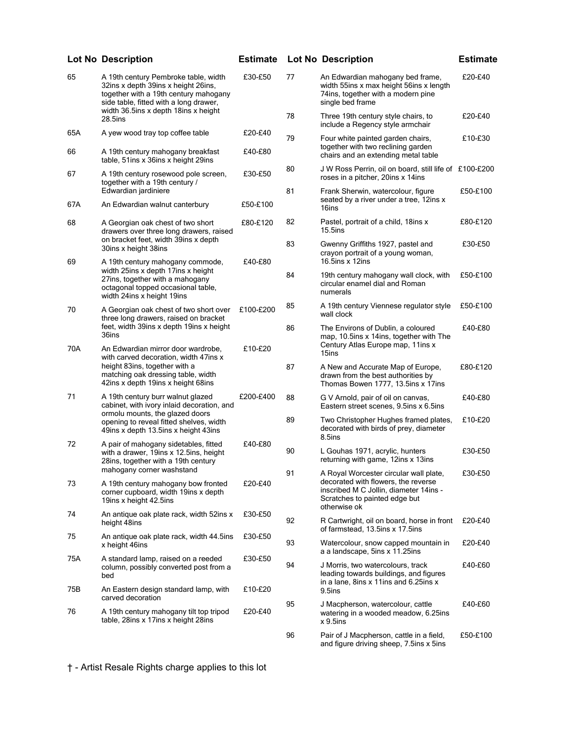| Lot No | Description | Estimate |
|---|---|---|
| 65 | A 19th century Pembroke table, width 32ins x depth 39ins x height 26ins, together with a 19th century mahogany side table, fitted with a long drawer, width 36.5ins x depth 18ins x height 28.5ins | £30-£50 |
| 65A | A yew wood tray top coffee table | £20-£40 |
| 66 | A 19th century mahogany breakfast table, 51ins x 36ins x height 29ins | £40-£80 |
| 67 | A 19th century rosewood pole screen, together with a 19th century / Edwardian jardiniere | £30-£50 |
| 67A | An Edwardian walnut canterbury | £50-£100 |
| 68 | A Georgian oak chest of two short drawers over three long drawers, raised on bracket feet, width 39ins x depth 30ins x height 38ins | £80-£120 |
| 69 | A 19th century mahogany commode, width 25ins x depth 17ins x height 27ins, together with a mahogany octagonal topped occasional table, width 24ins x height 19ins | £40-£80 |
| 70 | A Georgian oak chest of two short over three long drawers, raised on bracket feet, width 39ins x depth 19ins x height 36ins | £100-£200 |
| 70A | An Edwardian mirror door wardrobe, with carved decoration, width 47ins x height 83ins, together with a matching oak dressing table, width 42ins x depth 19ins x height 68ins | £10-£20 |
| 71 | A 19th century burr walnut glazed cabinet, with ivory inlaid decoration, and ormolu mounts, the glazed doors opening to reveal fitted shelves, width 49ins x depth 13.5ins x height 43ins | £200-£400 |
| 72 | A pair of mahogany sidetables, fitted with a drawer, 19ins x 12.5ins, height 28ins, together with a 19th century mahogany corner washstand | £40-£80 |
| 73 | A 19th century mahogany bow fronted corner cupboard, width 19ins x depth 19ins x height 42.5ins | £20-£40 |
| 74 | An antique oak plate rack, width 52ins x height 48ins | £30-£50 |
| 75 | An antique oak plate rack, width 44.5ins x height 46ins | £30-£50 |
| 75A | A standard lamp, raised on a reeded column, possibly converted post from a bed | £30-£50 |
| 75B | An Eastern design standard lamp, with carved decoration | £10-£20 |
| 76 | A 19th century mahogany tilt top tripod table, 28ins x 17ins x height 28ins | £20-£40 |
| 77 | An Edwardian mahogany bed frame, width 55ins x max height 56ins x length 74ins, together with a modern pine single bed frame | £20-£40 |
| 78 | Three 19th century style chairs, to include a Regency style armchair | £20-£40 |
| 79 | Four white painted garden chairs, together with two reclining garden chairs and an extending metal table | £10-£30 |
| 80 | J W Ross Perrin, oil on board, still life of roses in a pitcher, 20ins x 14ins | £100-£200 |
| 81 | Frank Sherwin, watercolour, figure seated by a river under a tree, 12ins x 16ins | £50-£100 |
| 82 | Pastel, portrait of a child, 18ins x 15.5ins | £80-£120 |
| 83 | Gwenny Griffiths 1927, pastel and crayon portrait of a young woman, 16.5ins x 12ins | £30-£50 |
| 84 | 19th century mahogany wall clock, with circular enamel dial and Roman numerals | £50-£100 |
| 85 | A 19th century Viennese regulator style wall clock | £50-£100 |
| 86 | The Environs of Dublin, a coloured map, 10.5ins x 14ins, together with The Century Atlas Europe map, 11ins x 15ins | £40-£80 |
| 87 | A New and Accurate Map of Europe, drawn from the best authorities by Thomas Bowen 1777, 13.5ins x 17ins | £80-£120 |
| 88 | G V Arnold, pair of oil on canvas, Eastern street scenes, 9.5ins x 6.5ins | £40-£80 |
| 89 | Two Christopher Hughes framed plates, decorated with birds of prey, diameter 8.5ins | £10-£20 |
| 90 | L Gouhas 1971, acrylic, hunters returning with game, 12ins x 13ins | £30-£50 |
| 91 | A Royal Worcester circular wall plate, decorated with flowers, the reverse inscribed M C Jollin, diameter 14ins - Scratches to painted edge but otherwise ok | £30-£50 |
| 92 | R Cartwright, oil on board, horse in front of farmstead, 13.5ins x 17.5ins | £20-£40 |
| 93 | Watercolour, snow capped mountain in a a landscape, 5ins x 11.25ins | £20-£40 |
| 94 | J Morris, two watercolours, track leading towards buildings, and figures in a lane, 8ins x 11ins and 6.25ins x 9.5ins | £40-£60 |
| 95 | J Macpherson, watercolour, cattle watering in a wooded meadow, 6.25ins x 9.5ins | £40-£60 |
| 96 | Pair of J Macpherson, cattle in a field, and figure driving sheep, 7.5ins x 5ins | £50-£100 |

† - Artist Resale Rights charge applies to this lot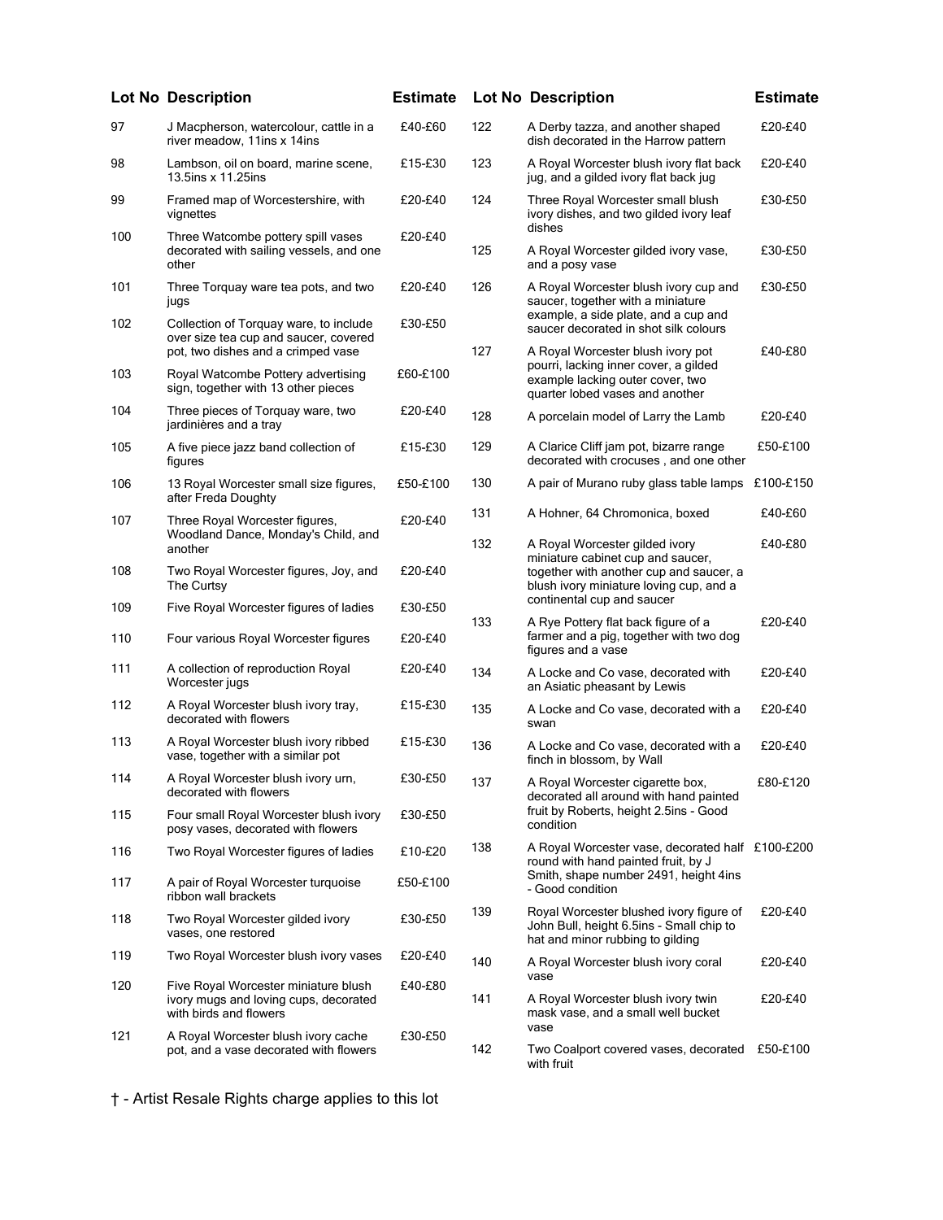| Lot No | Description | Estimate |
|---|---|---|
| 97 | J Macpherson, watercolour, cattle in a river meadow, 11ins x 14ins | £40-£60 |
| 98 | Lambson, oil on board, marine scene, 13.5ins x 11.25ins | £15-£30 |
| 99 | Framed map of Worcestershire, with vignettes | £20-£40 |
| 100 | Three Watcombe pottery spill vases decorated with sailing vessels, and one other | £20-£40 |
| 101 | Three Torquay ware tea pots, and two jugs | £20-£40 |
| 102 | Collection of Torquay ware, to include over size tea cup and saucer, covered pot, two dishes and a crimped vase | £30-£50 |
| 103 | Royal Watcombe Pottery advertising sign, together with 13 other pieces | £60-£100 |
| 104 | Three pieces of Torquay ware, two jardinières and a tray | £20-£40 |
| 105 | A five piece jazz band collection of figures | £15-£30 |
| 106 | 13 Royal Worcester small size figures, after Freda Doughty | £50-£100 |
| 107 | Three Royal Worcester figures, Woodland Dance, Monday's Child, and another | £20-£40 |
| 108 | Two Royal Worcester figures, Joy, and The Curtsy | £20-£40 |
| 109 | Five Royal Worcester figures of ladies | £30-£50 |
| 110 | Four various Royal Worcester figures | £20-£40 |
| 111 | A collection of reproduction Royal Worcester jugs | £20-£40 |
| 112 | A Royal Worcester blush ivory tray, decorated with flowers | £15-£30 |
| 113 | A Royal Worcester blush ivory ribbed vase, together with a similar pot | £15-£30 |
| 114 | A Royal Worcester blush ivory urn, decorated with flowers | £30-£50 |
| 115 | Four small Royal Worcester blush ivory posy vases, decorated with flowers | £30-£50 |
| 116 | Two Royal Worcester figures of ladies | £10-£20 |
| 117 | A pair of Royal Worcester turquoise ribbon wall brackets | £50-£100 |
| 118 | Two Royal Worcester gilded ivory vases, one restored | £30-£50 |
| 119 | Two Royal Worcester blush ivory vases | £20-£40 |
| 120 | Five Royal Worcester miniature blush ivory mugs and loving cups, decorated with birds and flowers | £40-£80 |
| 121 | A Royal Worcester blush ivory cache pot, and a vase decorated with flowers | £30-£50 |
| 122 | A Derby tazza, and another shaped dish decorated in the Harrow pattern | £20-£40 |
| 123 | A Royal Worcester blush ivory flat back jug, and a gilded ivory flat back jug | £20-£40 |
| 124 | Three Royal Worcester small blush ivory dishes, and two gilded ivory leaf dishes | £30-£50 |
| 125 | A Royal Worcester gilded ivory vase, and a posy vase | £30-£50 |
| 126 | A Royal Worcester blush ivory cup and saucer, together with a miniature example, a side plate, and a cup and saucer decorated in shot silk colours | £30-£50 |
| 127 | A Royal Worcester blush ivory pot pourri, lacking inner cover, a gilded example lacking outer cover, two quarter lobed vases and another | £40-£80 |
| 128 | A porcelain model of Larry the Lamb | £20-£40 |
| 129 | A Clarice Cliff jam pot, bizarre range decorated with crocuses , and one other | £50-£100 |
| 130 | A pair of Murano ruby glass table lamps | £100-£150 |
| 131 | A Hohner, 64 Chromonica, boxed | £40-£60 |
| 132 | A Royal Worcester gilded ivory miniature cabinet cup and saucer, together with another cup and saucer, a blush ivory miniature loving cup, and a continental cup and saucer | £40-£80 |
| 133 | A Rye Pottery flat back figure of a farmer and a pig, together with two dog figures and a vase | £20-£40 |
| 134 | A Locke and Co vase, decorated with an Asiatic pheasant by Lewis | £20-£40 |
| 135 | A Locke and Co vase, decorated with a swan | £20-£40 |
| 136 | A Locke and Co vase, decorated with a finch in blossom, by Wall | £20-£40 |
| 137 | A Royal Worcester cigarette box, decorated all around with hand painted fruit by Roberts, height 2.5ins - Good condition | £80-£120 |
| 138 | A Royal Worcester vase, decorated half round with hand painted fruit, by J Smith, shape number 2491, height 4ins - Good condition | £100-£200 |
| 139 | Royal Worcester blushed ivory figure of John Bull, height 6.5ins - Small chip to hat and minor rubbing to gilding | £20-£40 |
| 140 | A Royal Worcester blush ivory coral vase | £20-£40 |
| 141 | A Royal Worcester blush ivory twin mask vase, and a small well bucket vase | £20-£40 |
| 142 | Two Coalport covered vases, decorated with fruit | £50-£100 |

† - Artist Resale Rights charge applies to this lot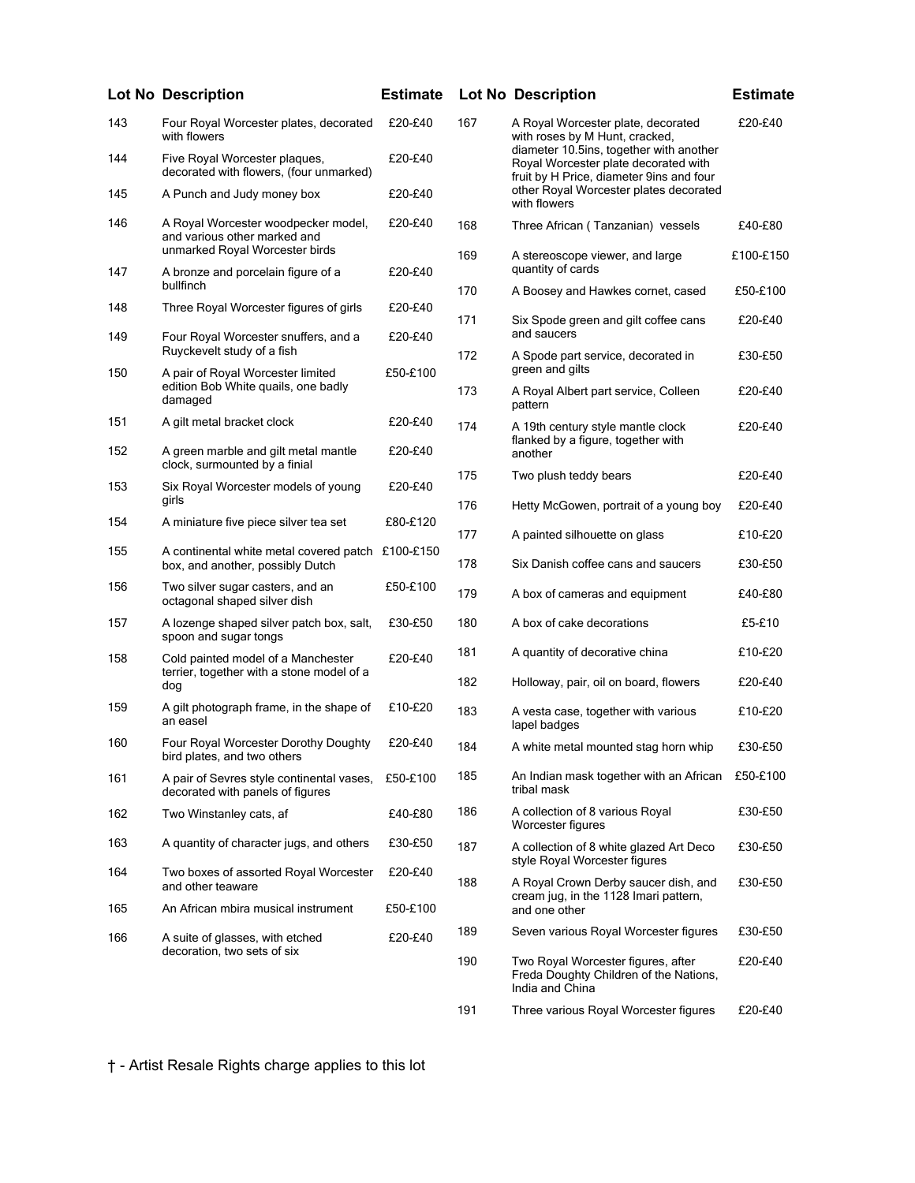| Lot No | Description | Estimate |
|---|---|---|
| 143 | Four Royal Worcester plates, decorated with flowers | £20-£40 |
| 144 | Five Royal Worcester plaques, decorated with flowers, (four unmarked) | £20-£40 |
| 145 | A Punch and Judy money box | £20-£40 |
| 146 | A Royal Worcester woodpecker model, and various other marked and unmarked Royal Worcester birds | £20-£40 |
| 147 | A bronze and porcelain figure of a bullfinch | £20-£40 |
| 148 | Three Royal Worcester figures of girls | £20-£40 |
| 149 | Four Royal Worcester snuffers, and a Ruyckevelt study of a fish | £20-£40 |
| 150 | A pair of Royal Worcester limited edition Bob White quails, one badly damaged | £50-£100 |
| 151 | A gilt metal bracket clock | £20-£40 |
| 152 | A green marble and gilt metal mantle clock, surmounted by a finial | £20-£40 |
| 153 | Six Royal Worcester models of young girls | £20-£40 |
| 154 | A miniature five piece silver tea set | £80-£120 |
| 155 | A continental white metal covered patch box, and another, possibly Dutch | £100-£150 |
| 156 | Two silver sugar casters, and an octagonal shaped silver dish | £50-£100 |
| 157 | A lozenge shaped silver patch box, salt, spoon and sugar tongs | £30-£50 |
| 158 | Cold painted model of a Manchester terrier, together with a stone model of a dog | £20-£40 |
| 159 | A gilt photograph frame, in the shape of an easel | £10-£20 |
| 160 | Four Royal Worcester Dorothy Doughty bird plates, and two others | £20-£40 |
| 161 | A pair of Sevres style continental vases, decorated with panels of figures | £50-£100 |
| 162 | Two Winstanley cats, af | £40-£80 |
| 163 | A quantity of character jugs, and others | £30-£50 |
| 164 | Two boxes of assorted Royal Worcester and other teaware | £20-£40 |
| 165 | An African mbira musical instrument | £50-£100 |
| 166 | A suite of glasses, with etched decoration, two sets of six | £20-£40 |
| 167 | A Royal Worcester plate, decorated with roses by M Hunt, cracked, diameter 10.5ins, together with another Royal Worcester plate decorated with fruit by H Price, diameter 9ins and four other Royal Worcester plates decorated with flowers | £20-£40 |
| 168 | Three African ( Tanzanian) vessels | £40-£80 |
| 169 | A stereoscope viewer, and large quantity of cards | £100-£150 |
| 170 | A Boosey and Hawkes cornet, cased | £50-£100 |
| 171 | Six Spode green and gilt coffee cans and saucers | £20-£40 |
| 172 | A Spode part service, decorated in green and gilts | £30-£50 |
| 173 | A Royal Albert part service, Colleen pattern | £20-£40 |
| 174 | A 19th century style mantle clock flanked by a figure, together with another | £20-£40 |
| 175 | Two plush teddy bears | £20-£40 |
| 176 | Hetty McGowen, portrait of a young boy | £20-£40 |
| 177 | A painted silhouette on glass | £10-£20 |
| 178 | Six Danish coffee cans and saucers | £30-£50 |
| 179 | A box of cameras and equipment | £40-£80 |
| 180 | A box of cake decorations | £5-£10 |
| 181 | A quantity of decorative china | £10-£20 |
| 182 | Holloway, pair, oil on board, flowers | £20-£40 |
| 183 | A vesta case, together with various lapel badges | £10-£20 |
| 184 | A white metal mounted stag horn whip | £30-£50 |
| 185 | An Indian mask together with an African tribal mask | £50-£100 |
| 186 | A collection of 8 various Royal Worcester figures | £30-£50 |
| 187 | A collection of 8 white glazed Art Deco style Royal Worcester figures | £30-£50 |
| 188 | A Royal Crown Derby saucer dish, and cream jug, in the 1128 Imari pattern, and one other | £30-£50 |
| 189 | Seven various Royal Worcester figures | £30-£50 |
| 190 | Two Royal Worcester figures, after Freda Doughty Children of the Nations, India and China | £20-£40 |
| 191 | Three various Royal Worcester figures | £20-£40 |

† - Artist Resale Rights charge applies to this lot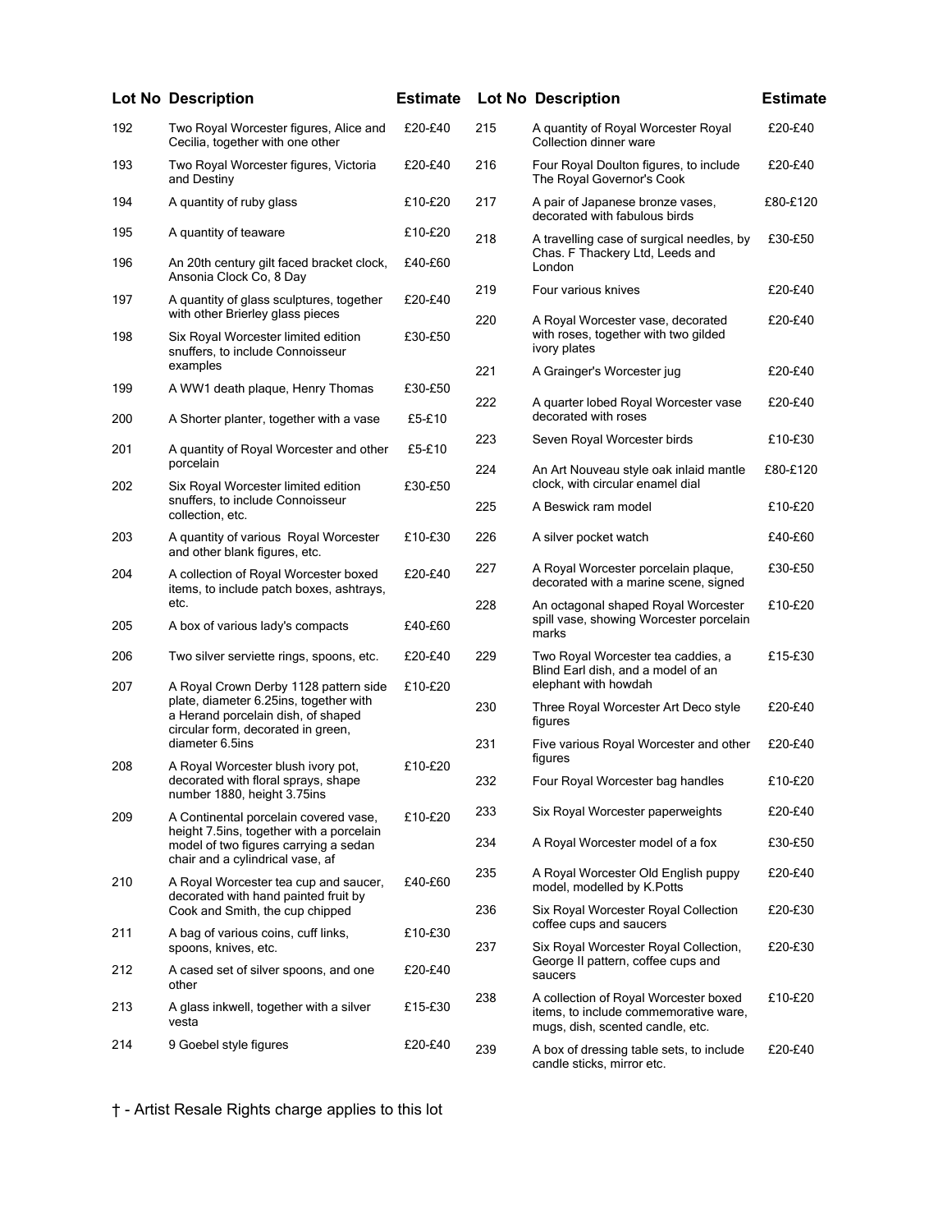| Lot No | Description | Estimate |
|---|---|---|
| 192 | Two Royal Worcester figures, Alice and Cecilia, together with one other | £20-£40 |
| 193 | Two Royal Worcester figures, Victoria and Destiny | £20-£40 |
| 194 | A quantity of ruby glass | £10-£20 |
| 195 | A quantity of teaware | £10-£20 |
| 196 | An 20th century gilt faced bracket clock, Ansonia Clock Co, 8 Day | £40-£60 |
| 197 | A quantity of glass sculptures, together with other Brierley glass pieces | £20-£40 |
| 198 | Six Royal Worcester limited edition snuffers, to include Connoisseur examples | £30-£50 |
| 199 | A WW1 death plaque, Henry Thomas | £30-£50 |
| 200 | A Shorter planter, together with a vase | £5-£10 |
| 201 | A quantity of Royal Worcester and other porcelain | £5-£10 |
| 202 | Six Royal Worcester limited edition snuffers, to include Connoisseur collection, etc. | £30-£50 |
| 203 | A quantity of various Royal Worcester and other blank figures, etc. | £10-£30 |
| 204 | A collection of Royal Worcester boxed items, to include patch boxes, ashtrays, etc. | £20-£40 |
| 205 | A box of various lady's compacts | £40-£60 |
| 206 | Two silver serviette rings, spoons, etc. | £20-£40 |
| 207 | A Royal Crown Derby 1128 pattern side plate, diameter 6.25ins, together with a Herand porcelain dish, of shaped circular form, decorated in green, diameter 6.5ins | £10-£20 |
| 208 | A Royal Worcester blush ivory pot, decorated with floral sprays, shape number 1880, height 3.75ins | £10-£20 |
| 209 | A Continental porcelain covered vase, height 7.5ins, together with a porcelain model of two figures carrying a sedan chair and a cylindrical vase, af | £10-£20 |
| 210 | A Royal Worcester tea cup and saucer, decorated with hand painted fruit by Cook and Smith, the cup chipped | £40-£60 |
| 211 | A bag of various coins, cuff links, spoons, knives, etc. | £10-£30 |
| 212 | A cased set of silver spoons, and one other | £20-£40 |
| 213 | A glass inkwell, together with a silver vesta | £15-£30 |
| 214 | 9 Goebel style figures | £20-£40 |
| 215 | A quantity of Royal Worcester Royal Collection dinner ware | £20-£40 |
| 216 | Four Royal Doulton figures, to include The Royal Governor's Cook | £20-£40 |
| 217 | A pair of Japanese bronze vases, decorated with fabulous birds | £80-£120 |
| 218 | A travelling case of surgical needles, by Chas. F Thackery Ltd, Leeds and London | £30-£50 |
| 219 | Four various knives | £20-£40 |
| 220 | A Royal Worcester vase, decorated with roses, together with two gilded ivory plates | £20-£40 |
| 221 | A Grainger's Worcester jug | £20-£40 |
| 222 | A quarter lobed Royal Worcester vase decorated with roses | £20-£40 |
| 223 | Seven Royal Worcester birds | £10-£30 |
| 224 | An Art Nouveau style oak inlaid mantle clock, with circular enamel dial | £80-£120 |
| 225 | A Beswick ram model | £10-£20 |
| 226 | A silver pocket watch | £40-£60 |
| 227 | A Royal Worcester porcelain plaque, decorated with a marine scene, signed | £30-£50 |
| 228 | An octagonal shaped Royal Worcester spill vase, showing Worcester porcelain marks | £10-£20 |
| 229 | Two Royal Worcester tea caddies, a Blind Earl dish, and a model of an elephant with howdah | £15-£30 |
| 230 | Three Royal Worcester Art Deco style figures | £20-£40 |
| 231 | Five various Royal Worcester and other figures | £20-£40 |
| 232 | Four Royal Worcester bag handles | £10-£20 |
| 233 | Six Royal Worcester paperweights | £20-£40 |
| 234 | A Royal Worcester model of a fox | £30-£50 |
| 235 | A Royal Worcester Old English puppy model, modelled by K.Potts | £20-£40 |
| 236 | Six Royal Worcester Royal Collection coffee cups and saucers | £20-£30 |
| 237 | Six Royal Worcester Royal Collection, George II pattern, coffee cups and saucers | £20-£30 |
| 238 | A collection of Royal Worcester boxed items, to include commemorative ware, mugs, dish, scented candle, etc. | £10-£20 |
| 239 | A box of dressing table sets, to include candle sticks, mirror etc. | £20-£40 |

† - Artist Resale Rights charge applies to this lot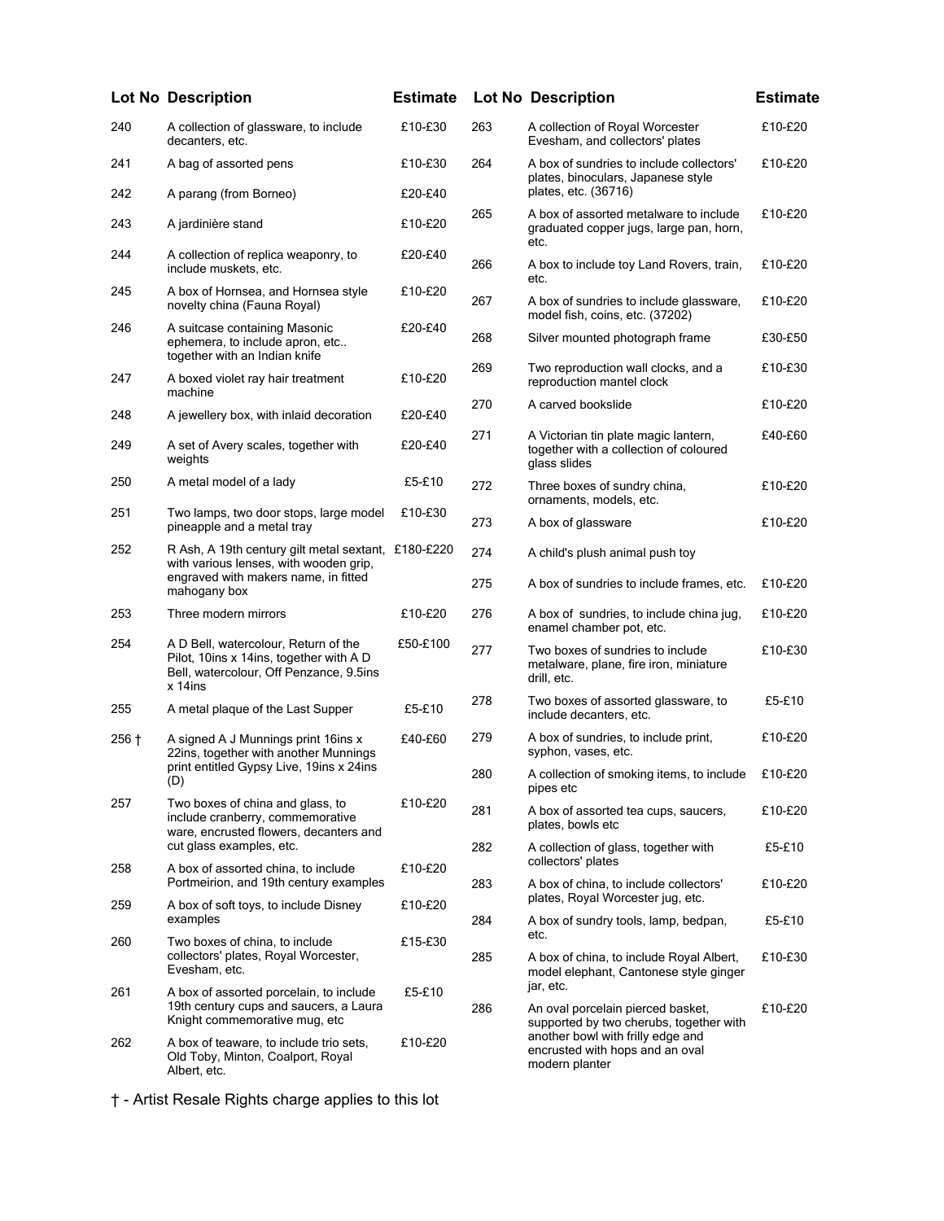| Lot No | Description | Estimate |
|---|---|---|
| 240 | A collection of glassware, to include decanters, etc. | £10-£30 |
| 241 | A bag of assorted pens | £10-£30 |
| 242 | A parang (from Borneo) | £20-£40 |
| 243 | A jardinière stand | £10-£20 |
| 244 | A collection of replica weaponry, to include muskets, etc. | £20-£40 |
| 245 | A box of Hornsea, and Hornsea style novelty china (Fauna Royal) | £10-£20 |
| 246 | A suitcase containing Masonic ephemera, to include apron, etc.. together with an Indian knife | £20-£40 |
| 247 | A boxed violet ray hair treatment machine | £10-£20 |
| 248 | A jewellery box, with inlaid decoration | £20-£40 |
| 249 | A set of Avery scales, together with weights | £20-£40 |
| 250 | A metal model of a lady | £5-£10 |
| 251 | Two lamps, two door stops, large model pineapple and a metal tray | £10-£30 |
| 252 | R Ash, A 19th century gilt metal sextant, with various lenses, with wooden grip, engraved with makers name, in fitted mahogany box | £180-£220 |
| 253 | Three modern mirrors | £10-£20 |
| 254 | A D Bell, watercolour, Return of the Pilot, 10ins x 14ins, together with A D Bell, watercolour, Off Penzance, 9.5ins x 14ins | £50-£100 |
| 255 | A metal plaque of the Last Supper | £5-£10 |
| 256 † | A signed A J Munnings print 16ins x 22ins, together with another Munnings print entitled Gypsy Live, 19ins x 24ins (D) | £40-£60 |
| 257 | Two boxes of china and glass, to include cranberry, commemorative ware, encrusted flowers, decanters and cut glass examples, etc. | £10-£20 |
| 258 | A box of assorted china, to include Portmeirion, and 19th century examples | £10-£20 |
| 259 | A box of soft toys, to include Disney examples | £10-£20 |
| 260 | Two boxes of china, to include collectors' plates, Royal Worcester, Evesham, etc. | £15-£30 |
| 261 | A box of assorted porcelain, to include 19th century cups and saucers, a Laura Knight commemorative mug, etc | £5-£10 |
| 262 | A box of teaware, to include trio sets, Old Toby, Minton, Coalport, Royal Albert, etc. | £10-£20 |
| 263 | A collection of Royal Worcester Evesham, and collectors' plates | £10-£20 |
| 264 | A box of sundries to include collectors' plates, binoculars, Japanese style plates, etc. (36716) | £10-£20 |
| 265 | A box of assorted metalware to include graduated copper jugs, large pan, horn, etc. | £10-£20 |
| 266 | A box to include toy Land Rovers, train, etc. | £10-£20 |
| 267 | A box of sundries to include glassware, model fish, coins, etc. (37202) | £10-£20 |
| 268 | Silver mounted photograph frame | £30-£50 |
| 269 | Two reproduction wall clocks, and a reproduction mantel clock | £10-£30 |
| 270 | A carved bookslide | £10-£20 |
| 271 | A Victorian tin plate magic lantern, together with a collection of coloured glass slides | £40-£60 |
| 272 | Three boxes of sundry china, ornaments, models, etc. | £10-£20 |
| 273 | A box of glassware | £10-£20 |
| 274 | A child's plush animal push toy | |
| 275 | A box of sundries to include frames, etc. | £10-£20 |
| 276 | A box of sundries, to include china jug, enamel chamber pot, etc. | £10-£20 |
| 277 | Two boxes of sundries to include metalware, plane, fire iron, miniature drill, etc. | £10-£30 |
| 278 | Two boxes of assorted glassware, to include decanters, etc. | £5-£10 |
| 279 | A box of sundries, to include print, syphon, vases, etc. | £10-£20 |
| 280 | A collection of smoking items, to include pipes etc | £10-£20 |
| 281 | A box of assorted tea cups, saucers, plates, bowls etc | £10-£20 |
| 282 | A collection of glass, together with collectors' plates | £5-£10 |
| 283 | A box of china, to include collectors' plates, Royal Worcester jug, etc. | £10-£20 |
| 284 | A box of sundry tools, lamp, bedpan, etc. | £5-£10 |
| 285 | A box of china, to include Royal Albert, model elephant, Cantonese style ginger jar, etc. | £10-£30 |
| 286 | An oval porcelain pierced basket, supported by two cherubs, together with another bowl with frilly edge and encrusted with hops and an oval modern planter | £10-£20 |

† - Artist Resale Rights charge applies to this lot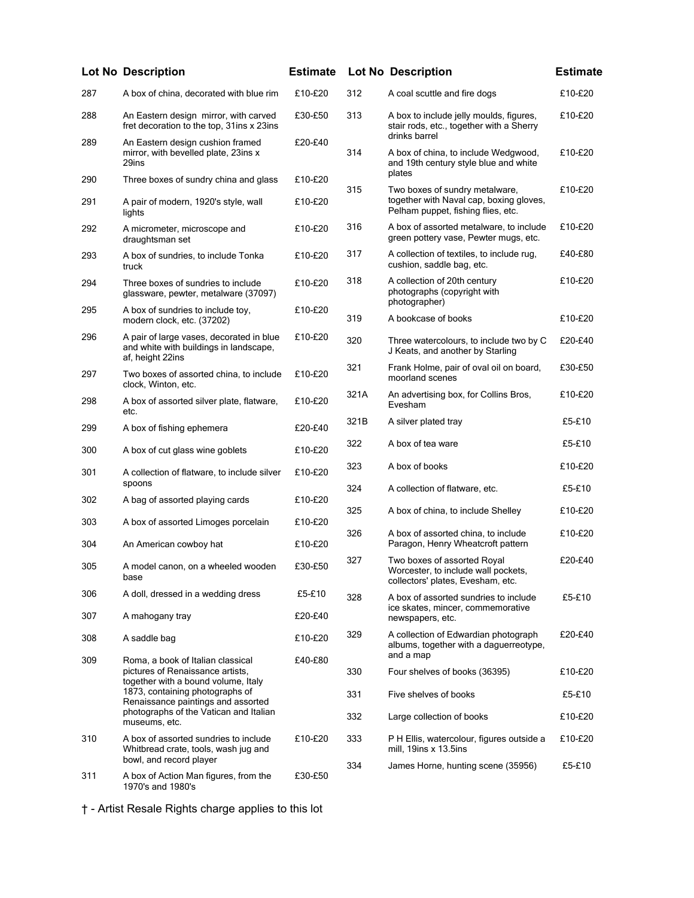| Lot No | Description | Estimate |
|---|---|---|
| 287 | A box of china, decorated with blue rim | £10-£20 |
| 288 | An Eastern design  mirror, with carved fret decoration to the top, 31ins x 23ins | £30-£50 |
| 289 | An Eastern design cushion framed mirror, with bevelled plate, 23ins x 29ins | £20-£40 |
| 290 | Three boxes of sundry china and glass | £10-£20 |
| 291 | A pair of modern, 1920's style, wall lights | £10-£20 |
| 292 | A micrometer, microscope and draughtsman set | £10-£20 |
| 293 | A box of sundries, to include Tonka truck | £10-£20 |
| 294 | Three boxes of sundries to include glassware, pewter, metalware (37097) | £10-£20 |
| 295 | A box of sundries to include toy, modern clock, etc. (37202) | £10-£20 |
| 296 | A pair of large vases, decorated in blue and white with buildings in landscape, af, height 22ins | £10-£20 |
| 297 | Two boxes of assorted china, to include clock, Winton, etc. | £10-£20 |
| 298 | A box of assorted silver plate, flatware, etc. | £10-£20 |
| 299 | A box of fishing ephemera | £20-£40 |
| 300 | A box of cut glass wine goblets | £10-£20 |
| 301 | A collection of flatware, to include silver spoons | £10-£20 |
| 302 | A bag of assorted playing cards | £10-£20 |
| 303 | A box of assorted Limoges porcelain | £10-£20 |
| 304 | An American cowboy hat | £10-£20 |
| 305 | A model canon, on a wheeled wooden base | £30-£50 |
| 306 | A doll, dressed in a wedding dress | £5-£10 |
| 307 | A mahogany tray | £20-£40 |
| 308 | A saddle bag | £10-£20 |
| 309 | Roma, a book of Italian classical pictures of Renaissance artists, together with a bound volume, Italy 1873, containing photographs of Renaissance paintings and assorted photographs of the Vatican and Italian museums, etc. | £40-£80 |
| 310 | A box of assorted sundries to include Whitbread crate, tools, wash jug and bowl, and record player | £10-£20 |
| 311 | A box of Action Man figures, from the 1970's and 1980's | £30-£50 |
| 312 | A coal scuttle and fire dogs | £10-£20 |
| 313 | A box to include jelly moulds, figures, stair rods, etc., together with a Sherry drinks barrel | £10-£20 |
| 314 | A box of china, to include Wedgwood, and 19th century style blue and white plates | £10-£20 |
| 315 | Two boxes of sundry metalware, together with Naval cap, boxing gloves, Pelham puppet, fishing flies, etc. | £10-£20 |
| 316 | A box of assorted metalware, to include green pottery vase, Pewter mugs, etc. | £10-£20 |
| 317 | A collection of textiles, to include rug, cushion, saddle bag, etc. | £40-£80 |
| 318 | A collection of 20th century photographs (copyright with photographer) | £10-£20 |
| 319 | A bookcase of books | £10-£20 |
| 320 | Three watercolours, to include two by C J Keats, and another by Starling | £20-£40 |
| 321 | Frank Holme, pair of oval oil on board, moorland scenes | £30-£50 |
| 321A | An advertising box, for Collins Bros, Evesham | £10-£20 |
| 321B | A silver plated tray | £5-£10 |
| 322 | A box of tea ware | £5-£10 |
| 323 | A box of books | £10-£20 |
| 324 | A collection of flatware, etc. | £5-£10 |
| 325 | A box of china, to include Shelley | £10-£20 |
| 326 | A box of assorted china, to include Paragon, Henry Wheatcroft pattern | £10-£20 |
| 327 | Two boxes of assorted Royal Worcester, to include wall pockets, collectors' plates, Evesham, etc. | £20-£40 |
| 328 | A box of assorted sundries to include ice skates, mincer, commemorative newspapers, etc. | £5-£10 |
| 329 | A collection of Edwardian photograph albums, together with a daguerreotype, and a map | £20-£40 |
| 330 | Four shelves of books (36395) | £10-£20 |
| 331 | Five shelves of books | £5-£10 |
| 332 | Large collection of books | £10-£20 |
| 333 | P H Ellis, watercolour, figures outside a mill, 19ins x 13.5ins | £10-£20 |
| 334 | James Horne, hunting scene (35956) | £5-£10 |

† - Artist Resale Rights charge applies to this lot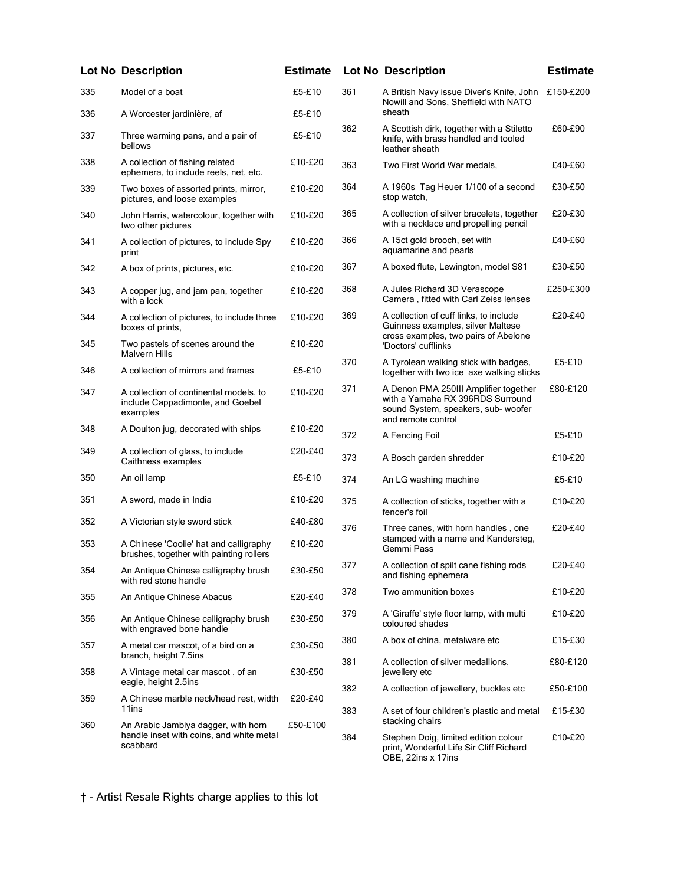| Lot No | Description | Estimate |
|---|---|---|
| 335 | Model of a boat | £5-£10 |
| 336 | A Worcester jardinière, af | £5-£10 |
| 337 | Three warming pans, and a pair of bellows | £5-£10 |
| 338 | A collection of fishing related ephemera, to include reels, net, etc. | £10-£20 |
| 339 | Two boxes of assorted prints, mirror, pictures, and loose examples | £10-£20 |
| 340 | John Harris, watercolour, together with two other pictures | £10-£20 |
| 341 | A collection of pictures, to include Spy print | £10-£20 |
| 342 | A box of prints, pictures, etc. | £10-£20 |
| 343 | A copper jug, and jam pan, together with a lock | £10-£20 |
| 344 | A collection of pictures, to include three boxes of prints, | £10-£20 |
| 345 | Two pastels of scenes around the Malvern Hills | £10-£20 |
| 346 | A collection of mirrors and frames | £5-£10 |
| 347 | A collection of continental models, to include Cappadimonte, and Goebel examples | £10-£20 |
| 348 | A Doulton jug, decorated with ships | £10-£20 |
| 349 | A collection of glass, to include Caithness examples | £20-£40 |
| 350 | An oil lamp | £5-£10 |
| 351 | A sword, made in India | £10-£20 |
| 352 | A Victorian style sword stick | £40-£80 |
| 353 | A Chinese 'Coolie' hat and calligraphy brushes, together with painting rollers | £10-£20 |
| 354 | An Antique Chinese calligraphy brush with red stone handle | £30-£50 |
| 355 | An Antique Chinese Abacus | £20-£40 |
| 356 | An Antique Chinese calligraphy brush with engraved bone handle | £30-£50 |
| 357 | A metal car mascot, of a bird on a branch, height 7.5ins | £30-£50 |
| 358 | A Vintage metal car mascot , of an eagle, height 2.5ins | £30-£50 |
| 359 | A Chinese marble neck/head rest, width 11ins | £20-£40 |
| 360 | An Arabic Jambiya dagger, with horn handle inset with coins, and white metal scabbard | £50-£100 |
| 361 | A British Navy issue Diver's Knife, John Nowill and Sons, Sheffield with NATO sheath | £150-£200 |
| 362 | A Scottish dirk, together with a Stiletto knife, with brass handled and tooled leather sheath | £60-£90 |
| 363 | Two First World War medals, | £40-£60 |
| 364 | A 1960s Tag Heuer 1/100 of a second stop watch, | £30-£50 |
| 365 | A collection of silver bracelets, together with a necklace and propelling pencil | £20-£30 |
| 366 | A 15ct gold brooch, set with aquamarine and pearls | £40-£60 |
| 367 | A boxed flute, Lewington, model S81 | £30-£50 |
| 368 | A Jules Richard 3D Verascope Camera , fitted with Carl Zeiss lenses | £250-£300 |
| 369 | A collection of cuff links, to include Guinness examples, silver Maltese cross examples, two pairs of Abelone 'Doctors' cufflinks | £20-£40 |
| 370 | A Tyrolean walking stick with badges, together with two ice axe walking sticks | £5-£10 |
| 371 | A Denon PMA 250III Amplifier together with a Yamaha RX 396RDS Surround sound System, speakers, sub- woofer and remote control | £80-£120 |
| 372 | A Fencing Foil | £5-£10 |
| 373 | A Bosch garden shredder | £10-£20 |
| 374 | An LG washing machine | £5-£10 |
| 375 | A collection of sticks, together with a fencer's foil | £10-£20 |
| 376 | Three canes, with horn handles , one stamped with a name and Kandersteg, Gemmi Pass | £20-£40 |
| 377 | A collection of spilt cane fishing rods and fishing ephemera | £20-£40 |
| 378 | Two ammunition boxes | £10-£20 |
| 379 | A 'Giraffe' style floor lamp, with multi coloured shades | £10-£20 |
| 380 | A box of china, metalware etc | £15-£30 |
| 381 | A collection of silver medallions, jewellery etc | £80-£120 |
| 382 | A collection of jewellery, buckles etc | £50-£100 |
| 383 | A set of four children's plastic and metal stacking chairs | £15-£30 |
| 384 | Stephen Doig, limited edition colour print, Wonderful Life Sir Cliff Richard OBE, 22ins x 17ins | £10-£20 |

† - Artist Resale Rights charge applies to this lot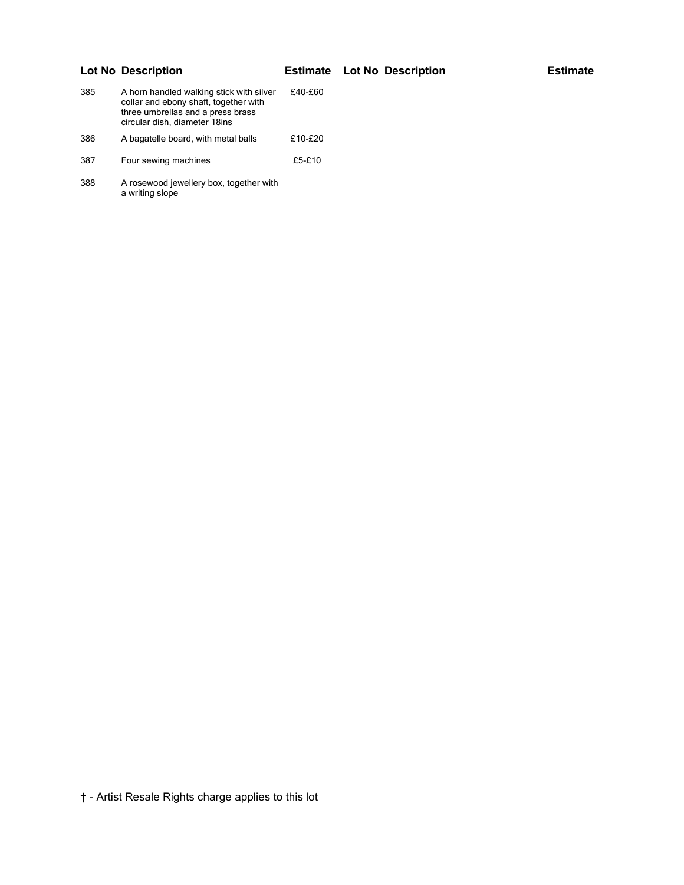| Lot No | Description | Estimate | Lot No | Description | Estimate |
|---|---|---|---|---|---|
| 385 | A horn handled walking stick with silver collar and ebony shaft, together with three umbrellas and a press brass circular dish, diameter 18ins | £40-£60 | | | |
| 386 | A bagatelle board, with metal balls | £10-£20 | | | |
| 387 | Four sewing machines | £5-£10 | | | |
| 388 | A rosewood jewellery box, together with a writing slope | | | | |

† - Artist Resale Rights charge applies to this lot